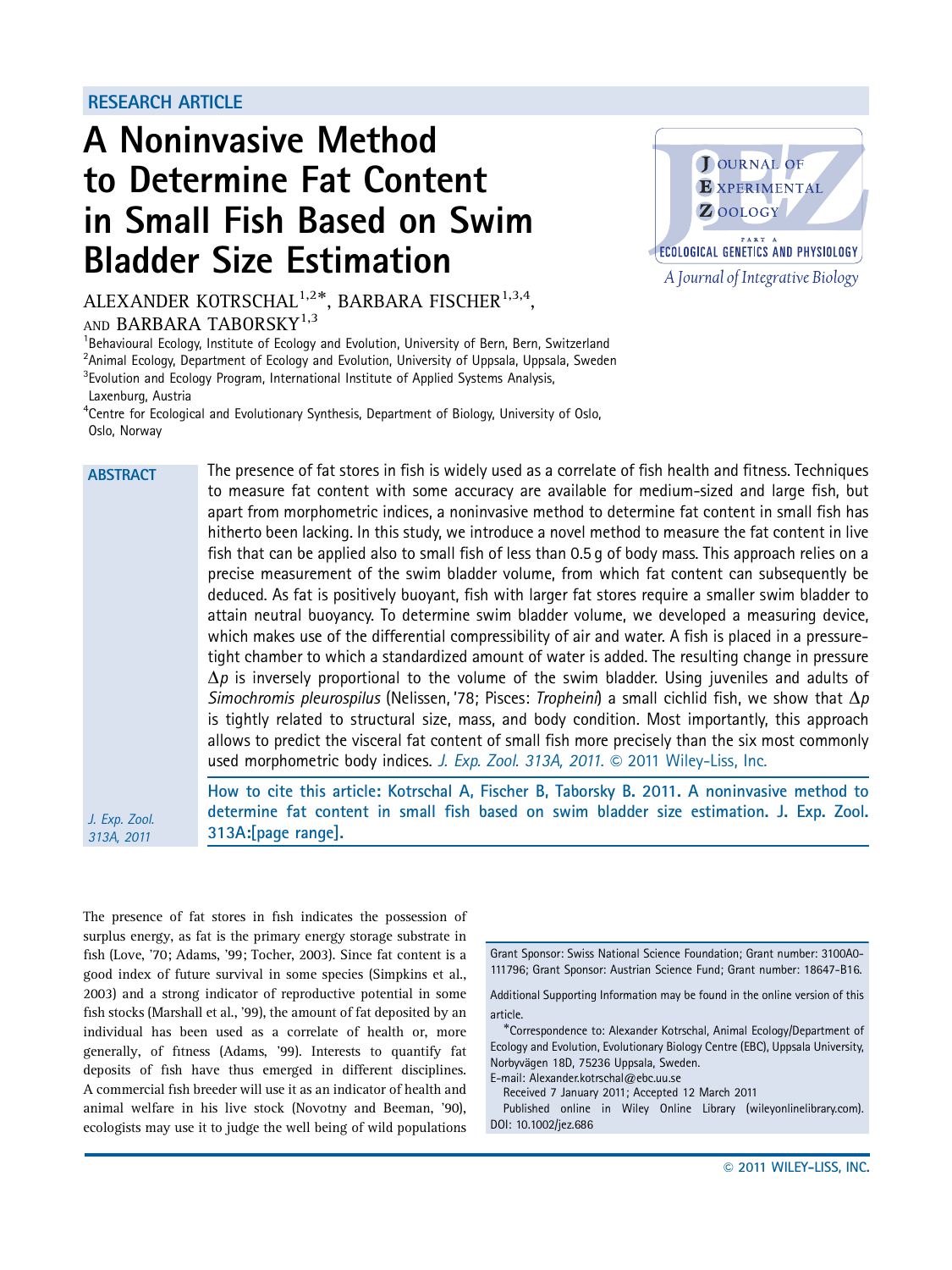RESEARCH ARTICLE

# A Noninvasive Method to Determine Fat Content in Small Fish Based on Swim Bladder Size Estimation

ALEXANDER KOTSCHAL[1,2]*, BARBARA FISCHER[1,3,4], AND BARBARA TABORSKY[1,3]

[1]Behavioural Ecology, Institute of Ecology and Evolution, University of Bern, Bern, Switzerland
[2]Animal Ecology, Department of Ecology and Evolution, University of Uppsala, Uppsala, Sweden
[3]Evolution and Ecology Program, International Institute of Applied Systems Analysis, Laxenburg, Austria
[4]Centre for Ecological and Evolutionary Synthesis, Department of Biology, University of Oslo, Oslo, Norway

## ABSTRACT

The presence of fat stores in fish is widely used as a correlate of fish health and fitness. Techniques to measure fat content with some accuracy are available for medium-sized and large fish, but apart from morphometric indices, a noninvasive method to determine fat content in small fish has hitherto been lacking. In this study, we introduce a novel method to measure the fat content in live fish that can be applied also to small fish of less than 0.5 g of body mass. This approach relies on a precise measurement of the swim bladder volume, from which fat content can subsequently be deduced. As fat is positively buoyant, fish with larger fat stores require a smaller swim bladder to attain neutral buoyancy. To determine swim bladder volume, we developed a measuring device, which makes use of the differential compressibility of air and water. A fish is placed in a pressure-tight chamber to which a standardized amount of water is added. The resulting change in pressure $\Delta p$ is inversely proportional to the volume of the swim bladder. Using juveniles and adults of *Simochromis pleurospilus* (Nelissen, '78; Pisces: *Tropheini*) a small cichlid fish, we show that $\Delta p$ is tightly related to structural size, mass, and body condition. Most importantly, this approach allows to predict the visceral fat content of small fish more precisely than the six most commonly used morphometric body indices. *J. Exp. Zool. 313A, 2011.* © 2011 Wiley-Liss, Inc.

How to cite this article: Kotrschal A, Fischer B, Taborsky B. 2011. A noninvasive method to determine fat content in small fish based on swim bladder size estimation. J. Exp. Zool. 313A:[page range].

The presence of fat stores in fish indicates the possession of surplus energy, as fat is the primary energy storage substrate in fish (Love, '70; Adams, '99; Tocher, 2003). Since fat content is a good index of future survival in some species (Simpkins et al., 2003) and a strong indicator of reproductive potential in some fish stocks (Marshall et al., '99), the amount of fat deposited by an individual has been used as a correlate of health or, more generally, of fitness (Adams, '99). Interests to quantify fat deposits of fish have thus emerged in different disciplines. A commercial fish breeder will use it as an indicator of health and animal welfare in his live stock (Novotny and Beeman, '90), ecologists may use it to judge the well being of wild populations

Grant Sponsor: Swiss National Science Foundation; Grant number: 3100A0-111796; Grant Sponsor: Austrian Science Fund; Grant number: 18647-B16.

Additional Supporting Information may be found in the online version of this article.

*Correspondence to: Alexander Kotrschal, Animal Ecology/Department of Ecology and Evolution, Evolutionary Biology Centre (EBC), Uppsala University, Norbyvägen 18D, 75236 Uppsala, Sweden.
E-mail: Alexander.kotrschal@ebc.uu.se

Received 7 January 2011; Accepted 12 March 2011

Published online in Wiley Online Library (wileyonlinelibrary.com).
DOI: 10.1002/jez.686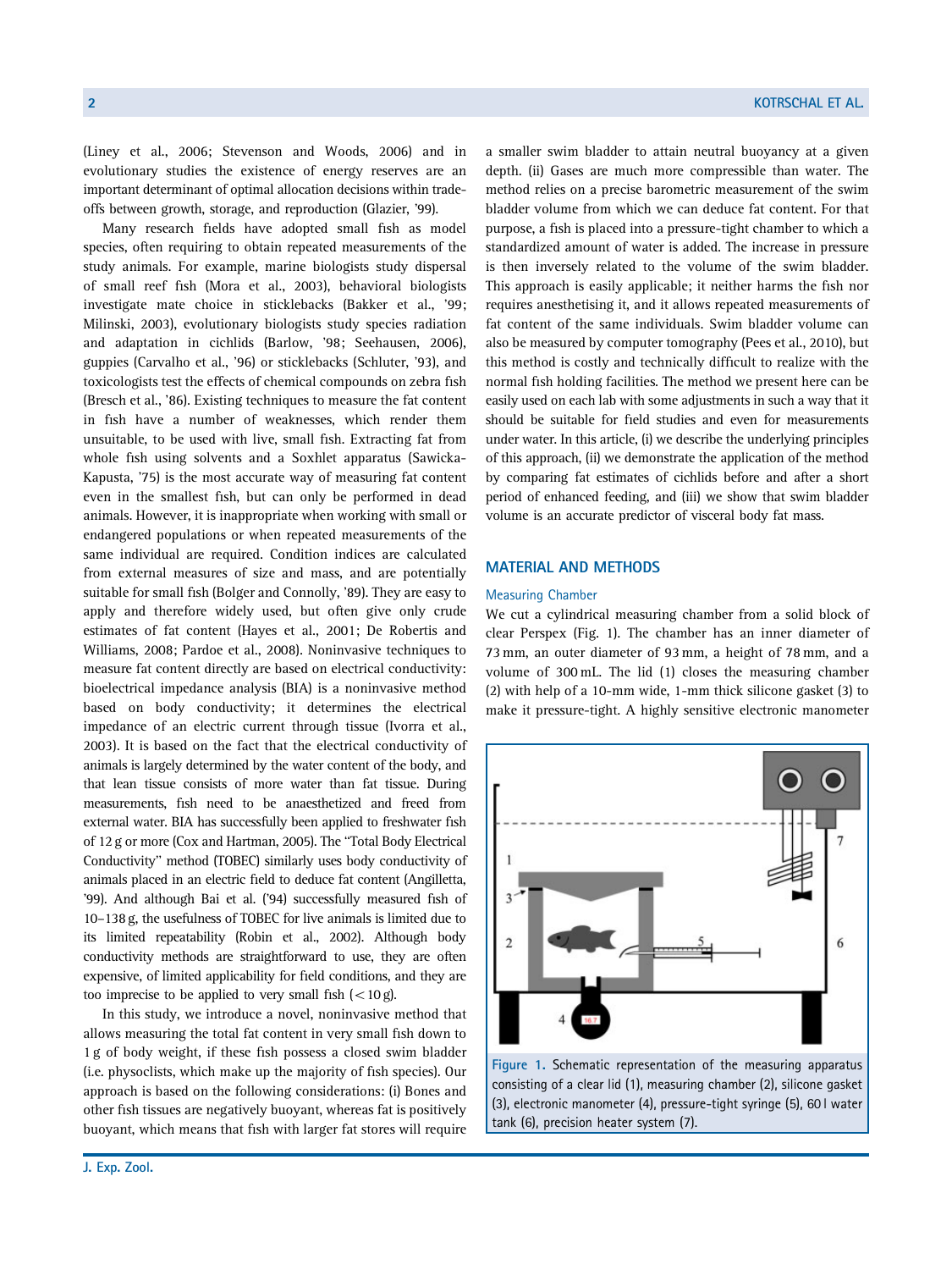(Liney et al., 2006; Stevenson and Woods, 2006) and in evolutionary studies the existence of energy reserves are an important determinant of optimal allocation decisions within trade-offs between growth, storage, and reproduction (Glazier, '99).

Many research fields have adopted small fish as model species, often requiring to obtain repeated measurements of the study animals. For example, marine biologists study dispersal of small reef fish (Mora et al., 2003), behavioral biologists investigate mate choice in sticklebacks (Bakker et al., '99; Milinski, 2003), evolutionary biologists study species radiation and adaptation in cichlids (Barlow, '98; Seehausen, 2006), guppies (Carvalho et al., '96) or sticklebacks (Schluter, '93), and toxicologists test the effects of chemical compounds on zebra fish (Bresch et al., '86). Existing techniques to measure the fat content in fish have a number of weaknesses, which render them unsuitable, to be used with live, small fish. Extracting fat from whole fish using solvents and a Soxhlet apparatus (Sawicka-Kapusta, '75) is the most accurate way of measuring fat content even in the smallest fish, but can only be performed in dead animals. However, it is inappropriate when working with small or endangered populations or when repeated measurements of the same individual are required. Condition indices are calculated from external measures of size and mass, and are potentially suitable for small fish (Bolger and Connolly, '89). They are easy to apply and therefore widely used, but often give only crude estimates of fat content (Hayes et al., 2001; De Robertis and Williams, 2008; Pardoe et al., 2008). Noninvasive techniques to measure fat content directly are based on electrical conductivity: bioelectrical impedance analysis (BIA) is a noninvasive method based on body conductivity; it determines the electrical impedance of an electric current through tissue (Ivorra et al., 2003). It is based on the fact that the electrical conductivity of animals is largely determined by the water content of the body, and that lean tissue consists of more water than fat tissue. During measurements, fish need to be anaesthetized and freed from external water. BIA has successfully been applied to freshwater fish of 12 g or more (Cox and Hartman, 2005). The "Total Body Electrical Conductivity" method (TOBEC) similarly uses body conductivity of animals placed in an electric field to deduce fat content (Angilletta, '99). And although Bai et al. ('94) successfully measured fish of 10–138 g, the usefulness of TOBEC for live animals is limited due to its limited repeatability (Robin et al., 2002). Although body conductivity methods are straightforward to use, they are often expensive, of limited applicability for field conditions, and they are too imprecise to be applied to very small fish (<10 g).

In this study, we introduce a novel, noninvasive method that allows measuring the total fat content in very small fish down to 1 g of body weight, if these fish possess a closed swim bladder (i.e. physoclists, which make up the majority of fish species). Our approach is based on the following considerations: (i) Bones and other fish tissues are negatively buoyant, whereas fat is positively buoyant, which means that fish with larger fat stores will require a smaller swim bladder to attain neutral buoyancy at a given depth. (ii) Gases are much more compressible than water. The method relies on a precise barometric measurement of the swim bladder volume from which we can deduce fat content. For that purpose, a fish is placed into a pressure-tight chamber to which a standardized amount of water is added. The increase in pressure is then inversely related to the volume of the swim bladder. This approach is easily applicable; it neither harms the fish nor requires anesthetising it, and it allows repeated measurements of fat content of the same individuals. Swim bladder volume can also be measured by computer tomography (Pees et al., 2010), but this method is costly and technically difficult to realize with the normal fish holding facilities. The method we present here can be easily used on each lab with some adjustments in such a way that it should be suitable for field studies and even for measurements under water. In this article, (i) we describe the underlying principles of this approach, (ii) we demonstrate the application of the method by comparing fat estimates of cichlids before and after a short period of enhanced feeding, and (iii) we show that swim bladder volume is an accurate predictor of visceral body fat mass.

## MATERIAL AND METHODS

### Measuring Chamber

We cut a cylindrical measuring chamber from a solid block of clear Perspex (Fig. 1). The chamber has an inner diameter of 73 mm, an outer diameter of 93 mm, a height of 78 mm, and a volume of 300 mL. The lid (1) closes the measuring chamber (2) with help of a 10-mm wide, 1-mm thick silicone gasket (3) to make it pressure-tight. A highly sensitive electronic manometer

Figure 1. Schematic representation of the measuring apparatus consisting of a clear lid (1), measuring chamber (2), silicone gasket (3), electronic manometer (4), pressure-tight syringe (5), 60 l water tank (6), precision heater system (7).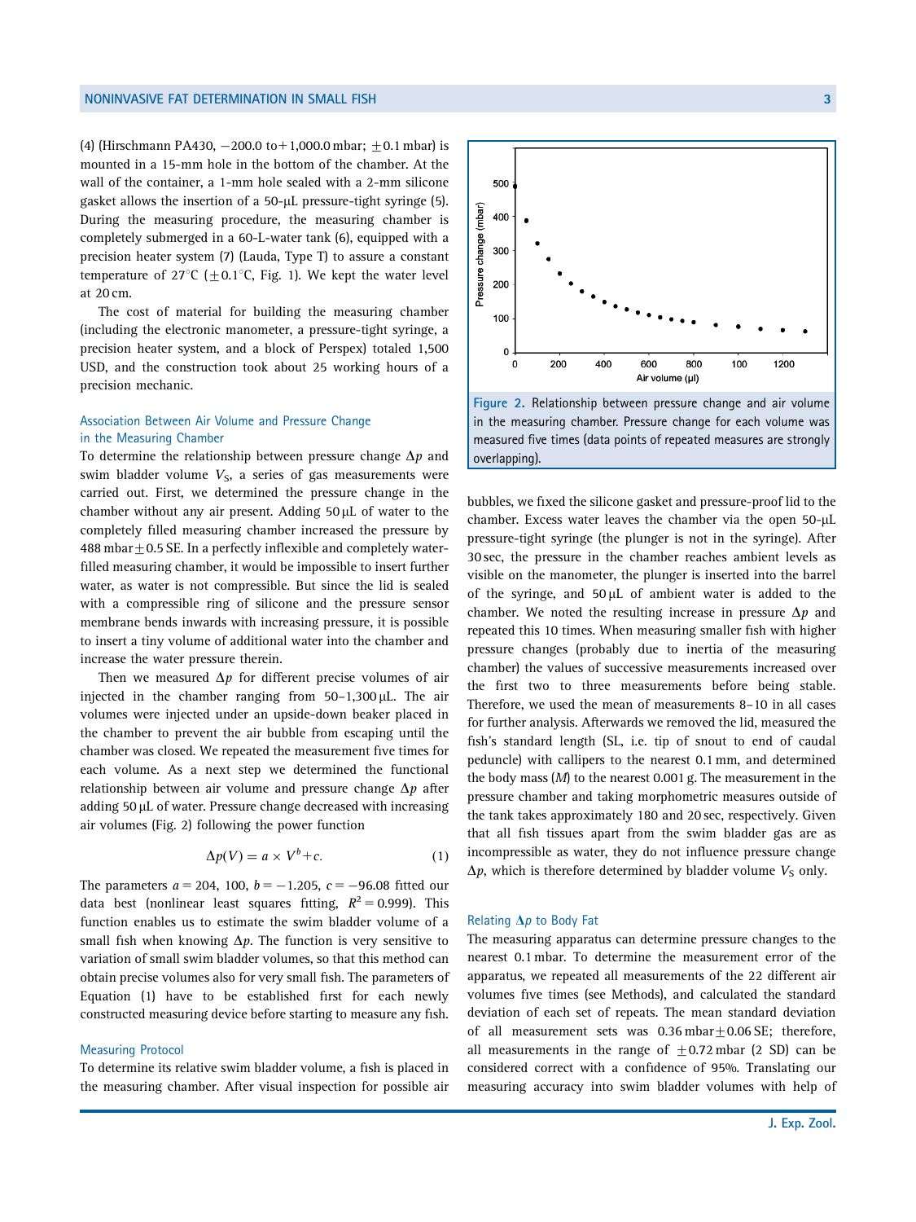(4) (Hirschmann PA430, −200.0 to+1,000.0 mbar; ±0.1 mbar) is mounted in a 15-mm hole in the bottom of the chamber. At the wall of the container, a 1-mm hole sealed with a 2-mm silicone gasket allows the insertion of a 50-μL pressure-tight syringe (5). During the measuring procedure, the measuring chamber is completely submerged in a 60-L-water tank (6), equipped with a precision heater system (7) (Lauda, Type T) to assure a constant temperature of 27°C (±0.1°C, Fig. 1). We kept the water level at 20 cm.

The cost of material for building the measuring chamber (including the electronic manometer, a pressure-tight syringe, a precision heater system, and a block of Perspex) totaled 1,500 USD, and the construction took about 25 working hours of a precision mechanic.

### Association Between Air Volume and Pressure Change in the Measuring Chamber

To determine the relationship between pressure change $\Delta p$ and swim bladder volume $V_S$, a series of gas measurements were carried out. First, we determined the pressure change in the chamber without any air present. Adding 50 μL of water to the completely filled measuring chamber increased the pressure by 488 mbar ± 0.5 SE. In a perfectly inflexible and completely water-filled measuring chamber, it would be impossible to insert further water, as water is not compressible. But since the lid is sealed with a compressible ring of silicone and the pressure sensor membrane bends inwards with increasing pressure, it is possible to insert a tiny volume of additional water into the chamber and increase the water pressure therein.

Then we measured $\Delta p$ for different precise volumes of air injected in the chamber ranging from 50–1,300 μL. The air volumes were injected under an upside-down beaker placed in the chamber to prevent the air bubble from escaping until the chamber was closed. We repeated the measurement five times for each volume. As a next step we determined the functional relationship between air volume and pressure change $\Delta p$ after adding 50 μL of water. Pressure change decreased with increasing air volumes (Fig. 2) following the power function

$$\Delta p(V) = a \times V^{b} + c. \tag{1}$$

The parameters $a = 204,100$, $b = -1.205$, $c = -96.08$ fitted our data best (nonlinear least squares fitting, $R^2 = 0.999$). This function enables us to estimate the swim bladder volume of a small fish when knowing $\Delta p$. The function is very sensitive to variation of small swim bladder volumes, so that this method can obtain precise volumes also for very small fish. The parameters of Equation (1) have to be established first for each newly constructed measuring device before starting to measure any fish.

### Measuring Protocol

To determine its relative swim bladder volume, a fish is placed in the measuring chamber. After visual inspection for possible air bubbles, we fixed the silicone gasket and pressure-proof lid to the chamber. Excess water leaves the chamber via the open 50-μL pressure-tight syringe (the plunger is not in the syringe). After 30 sec, the pressure in the chamber reaches ambient levels as visible on the manometer, the plunger is inserted into the barrel of the syringe, and 50 μL of ambient water is added to the chamber. We noted the resulting increase in pressure $\Delta p$ and repeated this 10 times. When measuring smaller fish with higher pressure changes (probably due to inertia of the measuring chamber) the values of successive measurements increased over the first two to three measurements before being stable. Therefore, we used the mean of measurements 8–10 in all cases for further analysis. Afterwards we removed the lid, measured the fish's standard length (SL, i.e. tip of snout to end of caudal peduncle) with callipers to the nearest 0.1 mm, and determined the body mass ($M$) to the nearest 0.001 g. The measurement in the pressure chamber and taking morphometric measures outside of the tank takes approximately 180 and 20 sec, respectively. Given that all fish tissues apart from the swim bladder gas are as incompressible as water, they do not influence pressure change $\Delta p$, which is therefore determined by bladder volume $V_S$ only.

Figure 2. Relationship between pressure change and air volume in the measuring chamber. Pressure change for each volume was measured five times (data points of repeated measures are strongly overlapping).

### Relating $\Delta p$ to Body Fat

The measuring apparatus can determine pressure changes to the nearest 0.1 mbar. To determine the measurement error of the apparatus, we repeated all measurements of the 22 different air volumes five times (see Methods), and calculated the standard deviation of each set of repeats. The mean standard deviation of all measurement sets was 0.36 mbar ± 0.06 SE; therefore, all measurements in the range of ±0.72 mbar (2 SD) can be considered correct with a confidence of 95%. Translating our measuring accuracy into swim bladder volumes with help of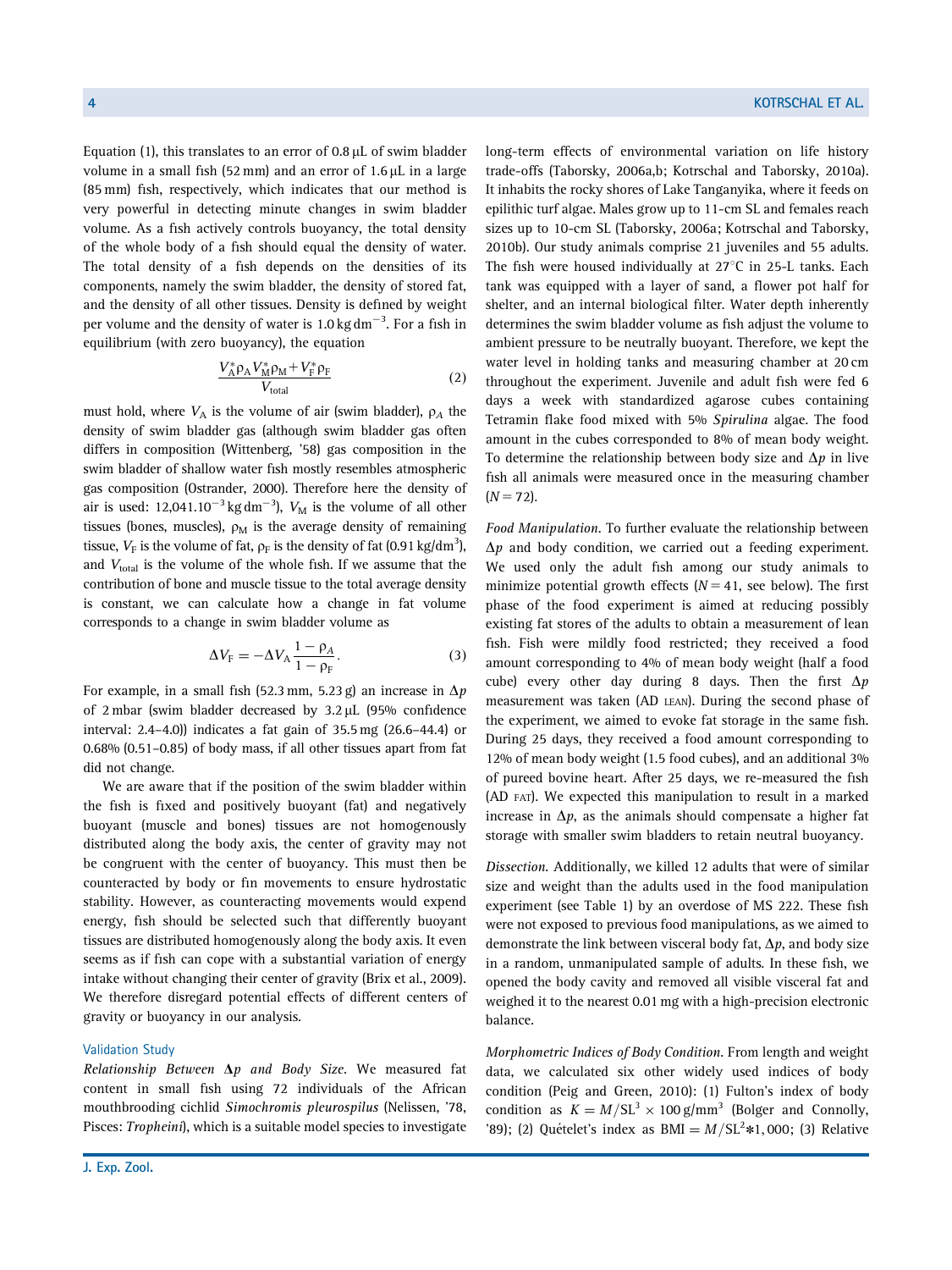Equation (1), this translates to an error of 0.8 μL of swim bladder volume in a small fish (52 mm) and an error of 1.6 μL in a large (85 mm) fish, respectively, which indicates that our method is very powerful in detecting minute changes in swim bladder volume. As a fish actively controls buoyancy, the total density of the whole body of a fish should equal the density of water. The total density of a fish depends on the densities of its components, namely the swim bladder, the density of stored fat, and the density of all other tissues. Density is defined by weight per volume and the density of water is 1.0 kg dm$^{-3}$. For a fish in equilibrium (with zero buoyancy), the equation

$$\frac{V_{\mathrm{A}}^{*}\rho_{\mathrm{A}}V_{\mathrm{M}}^{*}\rho_{\mathrm{M}}+V_{\mathrm{F}}^{*}\rho_{\mathrm{F}}}{V_{\mathrm{total}}} \tag{2}$$

must hold, where $V_{\mathrm{A}}$ is the volume of air (swim bladder), $\rho_A$ the density of swim bladder gas (although swim bladder gas often differs in composition (Wittenberg, '58) gas composition in the swim bladder of shallow water fish mostly resembles atmospheric gas composition (Ostrander, 2000). Therefore here the density of air is used: 12,041.10$^{-3}$ kg dm$^{-3}$), $V_{\mathrm{M}}$ is the volume of all other tissues (bones, muscles), $\rho_{\mathrm{M}}$ is the average density of remaining tissue, $V_{\mathrm{F}}$ is the volume of fat, $\rho_{\mathrm{F}}$ is the density of fat (0.91 kg/dm$^3$), and $V_{\mathrm{total}}$ is the volume of the whole fish. If we assume that the contribution of bone and muscle tissue to the total average density is constant, we can calculate how a change in fat volume corresponds to a change in swim bladder volume as

$$\Delta V_{\mathrm{F}} = -\Delta V_{\mathrm{A}}\frac{1-\rho_A}{1-\rho_{\mathrm{F}}}. \tag{3}$$

For example, in a small fish (52.3 mm, 5.23 g) an increase in $\Delta p$ of 2 mbar (swim bladder decreased by 3.2 μL (95% confidence interval: 2.4–4.0)) indicates a fat gain of 35.5 mg (26.6–44.4) or 0.68% (0.51–0.85) of body mass, if all other tissues apart from fat did not change.

We are aware that if the position of the swim bladder within the fish is fixed and positively buoyant (fat) and negatively buoyant (muscle and bones) tissues are not homogenously distributed along the body axis, the center of gravity may not be congruent with the center of buoyancy. This must then be counteracted by body or fin movements to ensure hydrostatic stability. However, as counteracting movements would expend energy, fish should be selected such that differently buoyant tissues are distributed homogenously along the body axis. It even seems as if fish can cope with a substantial variation of energy intake without changing their center of gravity (Brix et al., 2009). We therefore disregard potential effects of different centers of gravity or buoyancy in our analysis.

### Validation Study

*Relationship Between* $\Delta p$ *and Body Size*. We measured fat content in small fish using 72 individuals of the African mouthbrooding cichlid *Simochromis pleurospilus* (Nelissen, '78, Pisces: *Tropheini*), which is a suitable model species to investigate long-term effects of environmental variation on life history trade-offs (Taborsky, 2006a,b; Kotrschal and Taborsky, 2010a). It inhabits the rocky shores of Lake Tanganyika, where it feeds on epilithic turf algae. Males grow up to 11-cm SL and females reach sizes up to 10-cm SL (Taborsky, 2006a; Kotrschal and Taborsky, 2010b). Our study animals comprise 21 juveniles and 55 adults. The fish were housed individually at 27°C in 25-L tanks. Each tank was equipped with a layer of sand, a flower pot half for shelter, and an internal biological filter. Water depth inherently determines the swim bladder volume as fish adjust the volume to ambient pressure to be neutrally buoyant. Therefore, we kept the water level in holding tanks and measuring chamber at 20 cm throughout the experiment. Juvenile and adult fish were fed 6 days a week with standardized agarose cubes containing Tetramin flake food mixed with 5% *Spirulina* algae. The food amount in the cubes corresponded to 8% of mean body weight. To determine the relationship between body size and $\Delta p$ in live fish all animals were measured once in the measuring chamber ($N = 72$).

*Food Manipulation*. To further evaluate the relationship between $\Delta p$ and body condition, we carried out a feeding experiment. We used only the adult fish among our study animals to minimize potential growth effects ($N = 41$, see below). The first phase of the food experiment is aimed at reducing possibly existing fat stores of the adults to obtain a measurement of lean fish. Fish were mildly food restricted; they received a food amount corresponding to 4% of mean body weight (half a food cube) every other day during 8 days. Then the first $\Delta p$ measurement was taken (AD LEAN). During the second phase of the experiment, we aimed to evoke fat storage in the same fish. During 25 days, they received a food amount corresponding to 12% of mean body weight (1.5 food cubes), and an additional 3% of pureed bovine heart. After 25 days, we re-measured the fish (AD FAT). We expected this manipulation to result in a marked increase in $\Delta p$, as the animals should compensate a higher fat storage with smaller swim bladders to retain neutral buoyancy.

*Dissection*. Additionally, we killed 12 adults that were of similar size and weight than the adults used in the food manipulation experiment (see Table 1) by an overdose of MS 222. These fish were not exposed to previous food manipulations, as we aimed to demonstrate the link between visceral body fat, $\Delta p$, and body size in a random, unmanipulated sample of adults. In these fish, we opened the body cavity and removed all visible visceral fat and weighed it to the nearest 0.01 mg with a high-precision electronic balance.

*Morphometric Indices of Body Condition*. From length and weight data, we calculated six other widely used indices of body condition (Peig and Green, 2010): (1) Fulton's index of body condition as $K = M/\mathrm{SL}^3 \times 100\,\mathrm{g/mm}^3$ (Bolger and Connolly, '89); (2) Quételet's index as $\mathrm{BMI} = M/\mathrm{SL}^2 * 1,000$; (3) Relative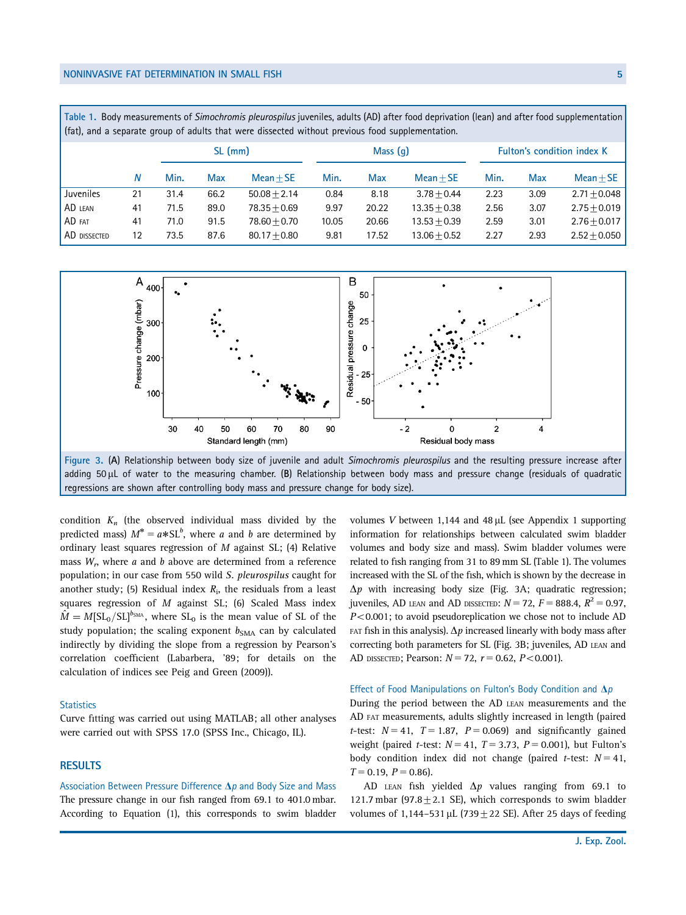Table 1. Body measurements of *Simochromis pleurospilus* juveniles, adults (AD) after food deprivation (lean) and after food supplementation (fat), and a separate group of adults that were dissected without previous food supplementation.

| | | SL (mm) | | | Mass (g) | | | Fulton's condition index K | | |
|---|---|---|---|---|---|---|---|---|---|---|
| | *N* | Min. | Max | Mean ± SE | Min. | Max | Mean ± SE | Min. | Max | Mean ± SE |
| Juveniles | 21 | 31.4 | 66.2 | 50.08 ± 2.14 | 0.84 | 8.18 | 3.78 ± 0.44 | 2.23 | 3.09 | 2.71 ± 0.048 |
| AD LEAN | 41 | 71.5 | 89.0 | 78.35 ± 0.69 | 9.97 | 20.22 | 13.35 ± 0.38 | 2.56 | 3.07 | 2.75 ± 0.019 |
| AD FAT | 41 | 71.0 | 91.5 | 78.60 ± 0.70 | 10.05 | 20.66 | 13.53 ± 0.39 | 2.59 | 3.01 | 2.76 ± 0.017 |
| AD DISSECTED | 12 | 73.5 | 87.6 | 80.17 ± 0.80 | 9.81 | 17.52 | 13.06 ± 0.52 | 2.27 | 2.93 | 2.52 ± 0.050 |

Figure 3. (A) Relationship between body size of juvenile and adult *Simochromis pleurospilus* and the resulting pressure increase after adding 50 μL of water to the measuring chamber. (B) Relationship between body mass and pressure change (residuals of quadratic regressions are shown after controlling body mass and pressure change for body size).

condition $K_n$ (the observed individual mass divided by the predicted mass) $M^* = a{*}SL^b$, where $a$ and $b$ are determined by ordinary least squares regression of $M$ against SL; (4) Relative mass $W_r$, where $a$ and $b$ above are determined from a reference population, in our case from 550 wild *S. pleurospilus* caught for another study; (5) Residual index $R_i$, the residuals from a least squares regression of $M$ against SL; (6) Scaled Mass index $\hat{M} = M[SL_0/SL]^{b_{SMA}}$, where $SL_0$ is the mean value of SL of the study population; the scaling exponent $b_{SMA}$ can by calculated indirectly by dividing the slope from a regression by Pearson's correlation coefficient (Labarbera, '89; for details on the calculation of indices see Peig and Green (2009)).

### Statistics

Curve fitting was carried out using MATLAB; all other analyses were carried out with SPSS 17.0 (SPSS Inc., Chicago, IL).

## RESULTS

### Association Between Pressure Difference $\Delta p$ and Body Size and Mass

The pressure change in our fish ranged from 69.1 to 401.0 mbar. According to Equation (1), this corresponds to swim bladder volumes $V$ between 1,144 and 48 μL (see Appendix 1 supporting information for relationships between calculated swim bladder volumes and body size and mass). Swim bladder volumes were related to fish ranging from 31 to 89 mm SL (Table 1). The volumes increased with the SL of the fish, which is shown by the decrease in $\Delta p$ with increasing body size (Fig. 3A; quadratic regression; juveniles, AD LEAN and AD DISSECTED: $N = 72$, $F = 888.4$, $R^2 = 0.97$, $P < 0.001$; to avoid pseudoreplication we chose not to include AD FAT fish in this analysis). $\Delta p$ increased linearly with body mass after correcting both parameters for SL (Fig. 3B; juveniles, AD LEAN and AD DISSECTED; Pearson: $N = 72$, $r = 0.62$, $P < 0.001$).

### Effect of Food Manipulations on Fulton's Body Condition and $\Delta p$

During the period between the AD LEAN measurements and the AD FAT measurements, adults slightly increased in length (paired $t$-test: $N = 41$, $T = 1.87$, $P = 0.069$) and significantly gained weight (paired $t$-test: $N = 41$, $T = 3.73$, $P = 0.001$), but Fulton's body condition index did not change (paired $t$-test: $N = 41$, $T = 0.19$, $P = 0.86$).

AD LEAN fish yielded $\Delta p$ values ranging from 69.1 to 121.7 mbar (97.8 ± 2.1 SE), which corresponds to swim bladder volumes of 1,144–531 μL (739 ± 22 SE). After 25 days of feeding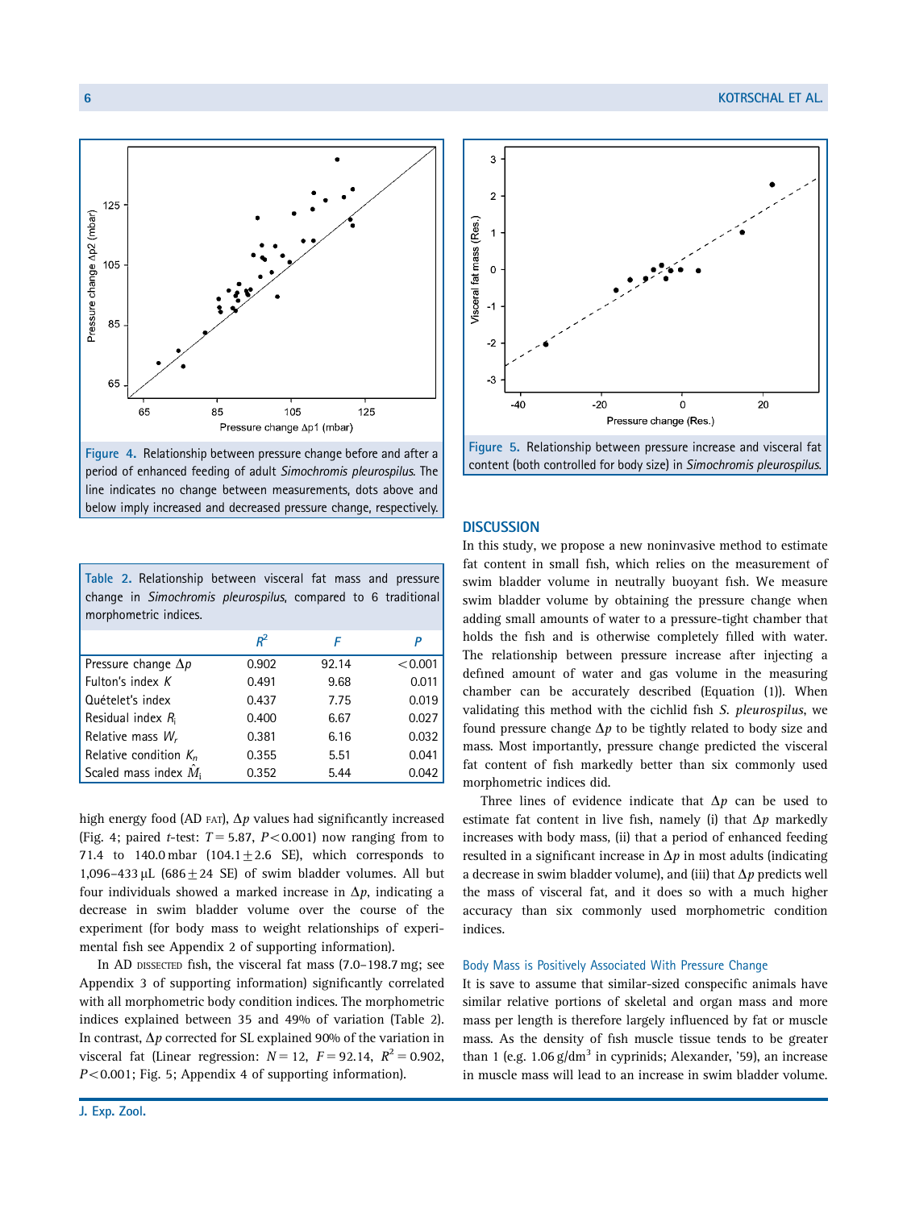Figure 4. Relationship between pressure change before and after a period of enhanced feeding of adult *Simochromis pleurospilus*. The line indicates no change between measurements, dots above and below imply increased and decreased pressure change, respectively.

Figure 5. Relationship between pressure increase and visceral fat content (both controlled for body size) in *Simochromis pleurospilus*.

Table 2. Relationship between visceral fat mass and pressure change in *Simochromis pleurospilus*, compared to 6 traditional morphometric indices.

| | $R^2$ | $F$ | $P$ |
|---|---|---|---|
| Pressure change $\Delta p$ | 0.902 | 92.14 | <0.001 |
| Fulton's index $K$ | 0.491 | 9.68 | 0.011 |
| Quételet's index | 0.437 | 7.75 | 0.019 |
| Residual index $R_i$ | 0.400 | 6.67 | 0.027 |
| Relative mass $W_r$ | 0.381 | 6.16 | 0.032 |
| Relative condition $K_n$ | 0.355 | 5.51 | 0.041 |
| Scaled mass index $\hat{M}_i$ | 0.352 | 5.44 | 0.042 |

high energy food (AD FAT), $\Delta p$ values had significantly increased (Fig. 4; paired $t$-test: $T = 5.87$, $P < 0.001$) now ranging from to 71.4 to 140.0 mbar (104.1 ± 2.6 SE), which corresponds to 1,096–433 μL (686 ± 24 SE) of swim bladder volumes. All but four individuals showed a marked increase in $\Delta p$, indicating a decrease in swim bladder volume over the course of the experiment (for body mass to weight relationships of experimental fish see Appendix 2 of supporting information).

In AD DISSECTED fish, the visceral fat mass (7.0–198.7 mg; see Appendix 3 of supporting information) significantly correlated with all morphometric body condition indices. The morphometric indices explained between 35 and 49% of variation (Table 2). In contrast, $\Delta p$ corrected for SL explained 90% of the variation in visceral fat (Linear regression: $N = 12$, $F = 92.14$, $R^2 = 0.902$, $P < 0.001$; Fig. 5; Appendix 4 of supporting information).

## DISCUSSION

In this study, we propose a new noninvasive method to estimate fat content in small fish, which relies on the measurement of swim bladder volume in neutrally buoyant fish. We measure swim bladder volume by obtaining the pressure change when adding small amounts of water to a pressure-tight chamber that holds the fish and is otherwise completely filled with water. The relationship between pressure increase after injecting a defined amount of water and gas volume in the measuring chamber can be accurately described (Equation (1)). When validating this method with the cichlid fish *S. pleurospilus*, we found pressure change $\Delta p$ to be tightly related to body size and mass. Most importantly, pressure change predicted the visceral fat content of fish markedly better than six commonly used morphometric indices did.

Three lines of evidence indicate that $\Delta p$ can be used to estimate fat content in live fish, namely (i) that $\Delta p$ markedly increases with body mass, (ii) that a period of enhanced feeding resulted in a significant increase in $\Delta p$ in most adults (indicating a decrease in swim bladder volume), and (iii) that $\Delta p$ predicts well the mass of visceral fat, and it does so with a much higher accuracy than six commonly used morphometric condition indices.

### Body Mass is Positively Associated With Pressure Change

It is save to assume that similar-sized conspecific animals have similar relative portions of skeletal and organ mass and more mass per length is therefore largely influenced by fat or muscle mass. As the density of fish muscle tissue tends to be greater than 1 (e.g. 1.06 g/dm$^3$ in cyprinids; Alexander, '59), an increase in muscle mass will lead to an increase in swim bladder volume.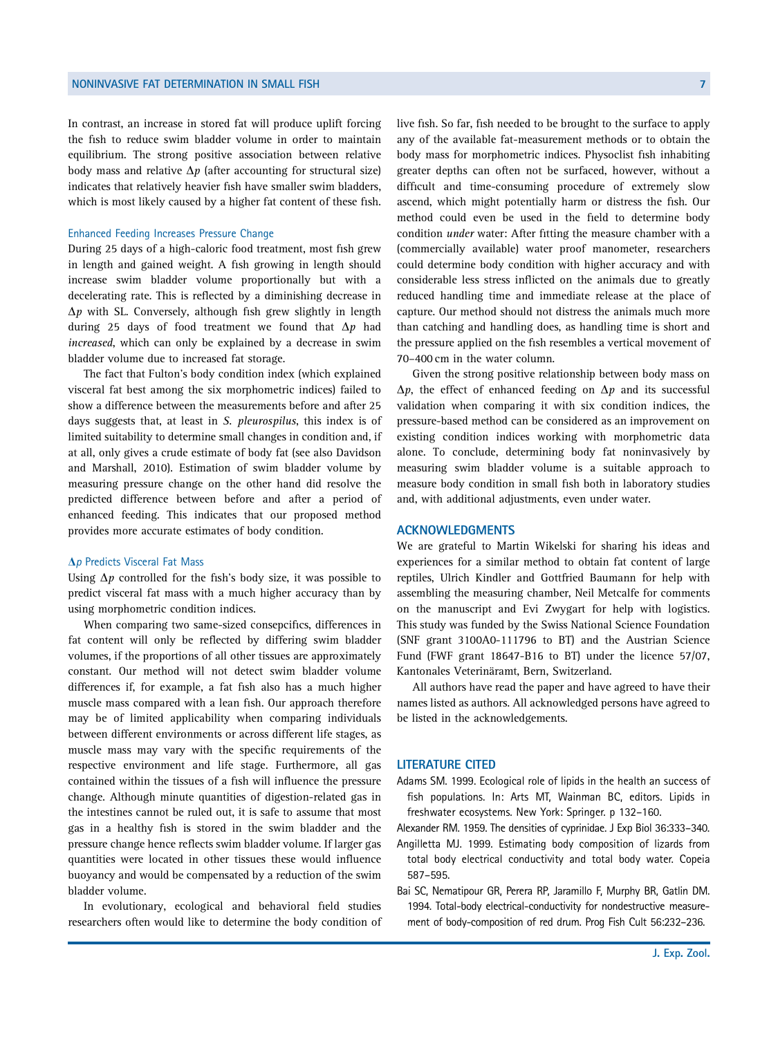In contrast, an increase in stored fat will produce uplift forcing the fish to reduce swim bladder volume in order to maintain equilibrium. The strong positive association between relative body mass and relative $\Delta p$ (after accounting for structural size) indicates that relatively heavier fish have smaller swim bladders, which is most likely caused by a higher fat content of these fish.

### Enhanced Feeding Increases Pressure Change

During 25 days of a high-caloric food treatment, most fish grew in length and gained weight. A fish growing in length should increase swim bladder volume proportionally but with a decelerating rate. This is reflected by a diminishing decrease in $\Delta p$ with SL. Conversely, although fish grew slightly in length during 25 days of food treatment we found that $\Delta p$ had *increased*, which can only be explained by a decrease in swim bladder volume due to increased fat storage.

The fact that Fulton's body condition index (which explained visceral fat best among the six morphometric indices) failed to show a difference between the measurements before and after 25 days suggests that, at least in *S. pleurospilus*, this index is of limited suitability to determine small changes in condition and, if at all, only gives a crude estimate of body fat (see also Davidson and Marshall, 2010). Estimation of swim bladder volume by measuring pressure change on the other hand did resolve the predicted difference between before and after a period of enhanced feeding. This indicates that our proposed method provides more accurate estimates of body condition.

### $\Delta p$ Predicts Visceral Fat Mass

Using $\Delta p$ controlled for the fish's body size, it was possible to predict visceral fat mass with a much higher accuracy than by using morphometric condition indices.

When comparing two same-sized consepcifics, differences in fat content will only be reflected by differing swim bladder volumes, if the proportions of all other tissues are approximately constant. Our method will not detect swim bladder volume differences if, for example, a fat fish also has a much higher muscle mass compared with a lean fish. Our approach therefore may be of limited applicability when comparing individuals between different environments or across different life stages, as muscle mass may vary with the specific requirements of the respective environment and life stage. Furthermore, all gas contained within the tissues of a fish will influence the pressure change. Although minute quantities of digestion-related gas in the intestines cannot be ruled out, it is safe to assume that most gas in a healthy fish is stored in the swim bladder and the pressure change hence reflects swim bladder volume. If larger gas quantities were located in other tissues these would influence buoyancy and would be compensated by a reduction of the swim bladder volume.

In evolutionary, ecological and behavioral field studies researchers often would like to determine the body condition of live fish. So far, fish needed to be brought to the surface to apply any of the available fat-measurement methods or to obtain the body mass for morphometric indices. Physoclist fish inhabiting greater depths can often not be surfaced, however, without a difficult and time-consuming procedure of extremely slow ascend, which might potentially harm or distress the fish. Our method could even be used in the field to determine body condition *under* water: After fitting the measure chamber with a (commercially available) water proof manometer, researchers could determine body condition with higher accuracy and with considerable less stress inflicted on the animals due to greatly reduced handling time and immediate release at the place of capture. Our method should not distress the animals much more than catching and handling does, as handling time is short and the pressure applied on the fish resembles a vertical movement of 70–400 cm in the water column.

Given the strong positive relationship between body mass on $\Delta p$, the effect of enhanced feeding on $\Delta p$ and its successful validation when comparing it with six condition indices, the pressure-based method can be considered as an improvement on existing condition indices working with morphometric data alone. To conclude, determining body fat noninvasively by measuring swim bladder volume is a suitable approach to measure body condition in small fish both in laboratory studies and, with additional adjustments, even under water.

## ACKNOWLEDGMENTS

We are grateful to Martin Wikelski for sharing his ideas and experiences for a similar method to obtain fat content of large reptiles, Ulrich Kindler and Gottfried Baumann for help with assembling the measuring chamber, Neil Metcalfe for comments on the manuscript and Evi Zwygart for help with logistics. This study was funded by the Swiss National Science Foundation (SNF grant 3100A0-111796 to BT) and the Austrian Science Fund (FWF grant 18647-B16 to BT) under the licence 57/07, Kantonales Veterinäramt, Bern, Switzerland.

All authors have read the paper and have agreed to have their names listed as authors. All acknowledged persons have agreed to be listed in the acknowledgements.

## LITERATURE CITED

Adams SM. 1999. Ecological role of lipids in the health an success of fish populations. In: Arts MT, Wainman BC, editors. Lipids in freshwater ecosystems. New York: Springer. p 132–160.

Alexander RM. 1959. The densities of cyprinidae. J Exp Biol 36:333–340.

Angilletta MJ. 1999. Estimating body composition of lizards from total body electrical conductivity and total body water. Copeia 587–595.

Bai SC, Nematipour GR, Perera RP, Jaramillo F, Murphy BR, Gatlin DM. 1994. Total-body electrical-conductivity for nondestructive measurement of body-composition of red drum. Prog Fish Cult 56:232–236.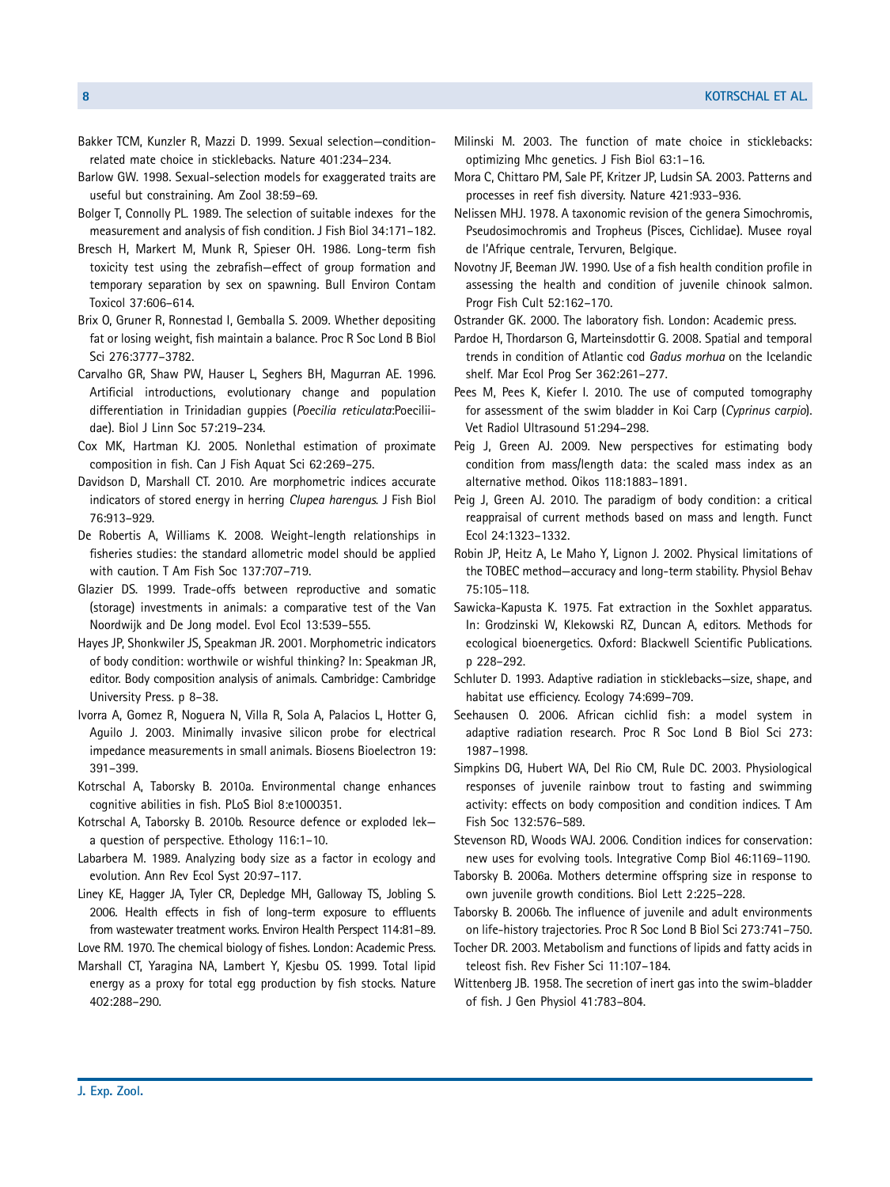Bakker TCM, Kunzler R, Mazzi D. 1999. Sexual selection—condition-related mate choice in sticklebacks. Nature 401:234–234.

Barlow GW. 1998. Sexual-selection models for exaggerated traits are useful but constraining. Am Zool 38:59–69.

Bolger T, Connolly PL. 1989. The selection of suitable indexes for the measurement and analysis of fish condition. J Fish Biol 34:171–182.

Bresch H, Markert M, Munk R, Spieser OH. 1986. Long-term fish toxicity test using the zebrafish—effect of group formation and temporary separation by sex on spawning. Bull Environ Contam Toxicol 37:606–614.

Brix O, Gruner R, Ronnestad I, Gemballa S. 2009. Whether depositing fat or losing weight, fish maintain a balance. Proc R Soc Lond B Biol Sci 276:3777–3782.

Carvalho GR, Shaw PW, Hauser L, Seghers BH, Magurran AE. 1996. Artificial introductions, evolutionary change and population differentiation in Trinidadian guppies (*Poecilia reticulata*:Poeciliidae). Biol J Linn Soc 57:219–234.

Cox MK, Hartman KJ. 2005. Nonlethal estimation of proximate composition in fish. Can J Fish Aquat Sci 62:269–275.

Davidson D, Marshall CT. 2010. Are morphometric indices accurate indicators of stored energy in herring *Clupea harengus*. J Fish Biol 76:913–929.

De Robertis A, Williams K. 2008. Weight-length relationships in fisheries studies: the standard allometric model should be applied with caution. T Am Fish Soc 137:707–719.

Glazier DS. 1999. Trade-offs between reproductive and somatic (storage) investments in animals: a comparative test of the Van Noordwijk and De Jong model. Evol Ecol 13:539–555.

Hayes JP, Shonkwiler JS, Speakman JR. 2001. Morphometric indicators of body condition: worthwile or wishful thinking? In: Speakman JR, editor. Body composition analysis of animals. Cambridge: Cambridge University Press. p 8–38.

Ivorra A, Gomez R, Noguera N, Villa R, Sola A, Palacios L, Hotter G, Aguilo J. 2003. Minimally invasive silicon probe for electrical impedance measurements in small animals. Biosens Bioelectron 19: 391–399.

Kotrschal A, Taborsky B. 2010a. Environmental change enhances cognitive abilities in fish. PLoS Biol 8:e1000351.

Kotrschal A, Taborsky B. 2010b. Resource defence or exploded lek—a question of perspective. Ethology 116:1–10.

Labarbera M. 1989. Analyzing body size as a factor in ecology and evolution. Ann Rev Ecol Syst 20:97–117.

Liney KE, Hagger JA, Tyler CR, Depledge MH, Galloway TS, Jobling S. 2006. Health effects in fish of long-term exposure to effluents from wastewater treatment works. Environ Health Perspect 114:81–89.

Love RM. 1970. The chemical biology of fishes. London: Academic Press.

Marshall CT, Yaragina NA, Lambert Y, Kjesbu OS. 1999. Total lipid energy as a proxy for total egg production by fish stocks. Nature 402:288–290.

Milinski M. 2003. The function of mate choice in sticklebacks: optimizing Mhc genetics. J Fish Biol 63:1–16.

Mora C, Chittaro PM, Sale PF, Kritzer JP, Ludsin SA. 2003. Patterns and processes in reef fish diversity. Nature 421:933–936.

Nelissen MHJ. 1978. A taxonomic revision of the genera Simochromis, Pseudosimochromis and Tropheus (Pisces, Cichlidae). Musee royal de l'Afrique centrale, Tervuren, Belgique.

Novotny JF, Beeman JW. 1990. Use of a fish health condition profile in assessing the health and condition of juvenile chinook salmon. Progr Fish Cult 52:162–170.

Ostrander GK. 2000. The laboratory fish. London: Academic press.

Pardoe H, Thordarson G, Marteinsdottir G. 2008. Spatial and temporal trends in condition of Atlantic cod *Gadus morhua* on the Icelandic shelf. Mar Ecol Prog Ser 362:261–277.

Pees M, Pees K, Kiefer I. 2010. The use of computed tomography for assessment of the swim bladder in Koi Carp (*Cyprinus carpio*). Vet Radiol Ultrasound 51:294–298.

Peig J, Green AJ. 2009. New perspectives for estimating body condition from mass/length data: the scaled mass index as an alternative method. Oikos 118:1883–1891.

Peig J, Green AJ. 2010. The paradigm of body condition: a critical reappraisal of current methods based on mass and length. Funct Ecol 24:1323–1332.

Robin JP, Heitz A, Le Maho Y, Lignon J. 2002. Physical limitations of the TOBEC method—accuracy and long-term stability. Physiol Behav 75:105–118.

Sawicka-Kapusta K. 1975. Fat extraction in the Soxhlet apparatus. In: Grodzinski W, Klekowski RZ, Duncan A, editors. Methods for ecological bioenergetics. Oxford: Blackwell Scientific Publications. p 228–292.

Schluter D. 1993. Adaptive radiation in sticklebacks—size, shape, and habitat use efficiency. Ecology 74:699–709.

Seehausen O. 2006. African cichlid fish: a model system in adaptive radiation research. Proc R Soc Lond B Biol Sci 273: 1987–1998.

Simpkins DG, Hubert WA, Del Rio CM, Rule DC. 2003. Physiological responses of juvenile rainbow trout to fasting and swimming activity: effects on body composition and condition indices. T Am Fish Soc 132:576–589.

Stevenson RD, Woods WAJ. 2006. Condition indices for conservation: new uses for evolving tools. Integrative Comp Biol 46:1169–1190.

Taborsky B. 2006a. Mothers determine offspring size in response to own juvenile growth conditions. Biol Lett 2:225–228.

Taborsky B. 2006b. The influence of juvenile and adult environments on life-history trajectories. Proc R Soc Lond B Biol Sci 273:741–750.

Tocher DR. 2003. Metabolism and functions of lipids and fatty acids in teleost fish. Rev Fisher Sci 11:107–184.

Wittenberg JB. 1958. The secretion of inert gas into the swim-bladder of fish. J Gen Physiol 41:783–804.